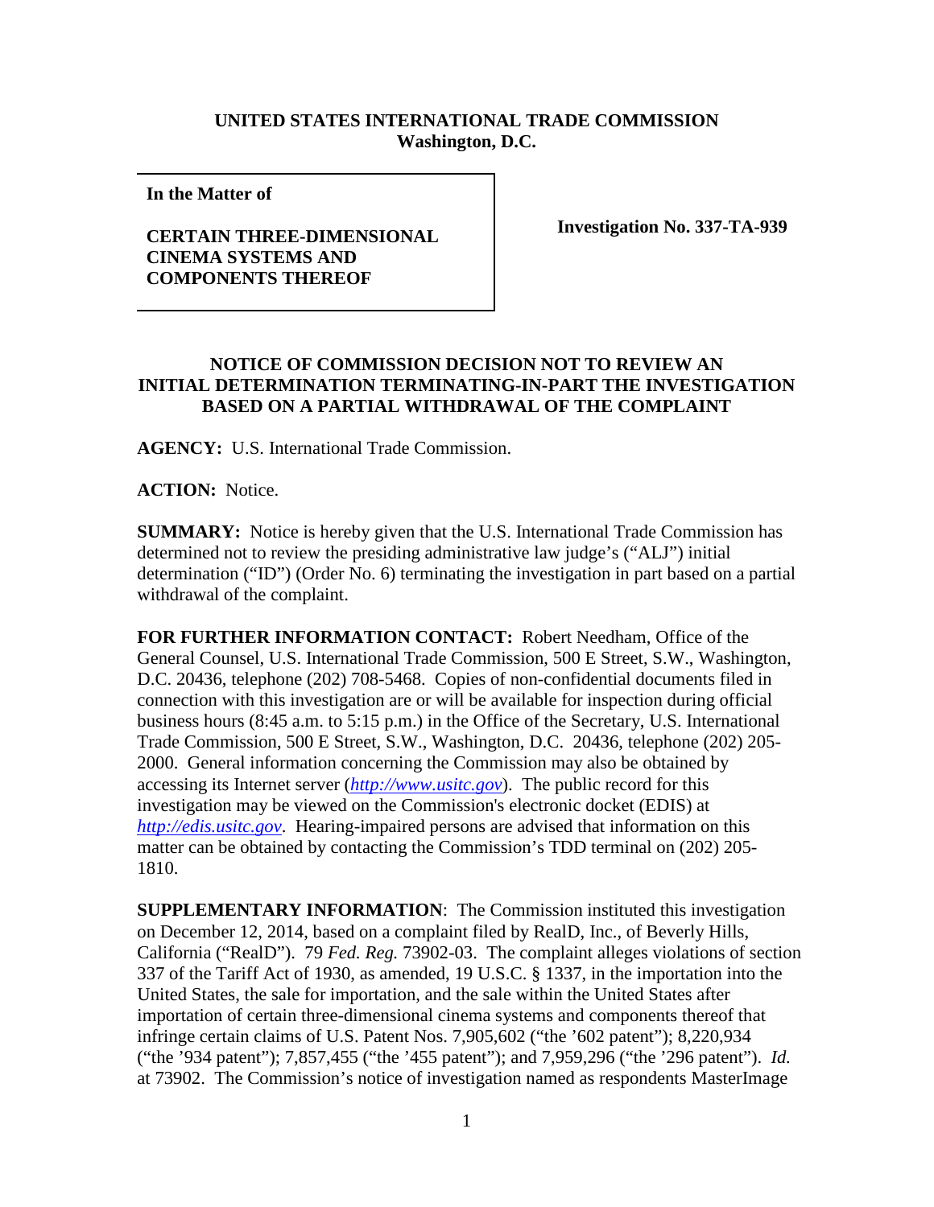**UNITED STATES INTERNATIONAL TRADE COMMISSION**
**Washington, D.C.**

| | |
|---|---|
| **In the Matter of**<br><br>**CERTAIN THREE-DIMENSIONAL CINEMA SYSTEMS AND COMPONENTS THEREOF** | **Investigation No. 337-TA-939** |

**NOTICE OF COMMISSION DECISION NOT TO REVIEW AN INITIAL DETERMINATION TERMINATING-IN-PART THE INVESTIGATION BASED ON A PARTIAL WITHDRAWAL OF THE COMPLAINT**

**AGENCY:** U.S. International Trade Commission.

**ACTION:** Notice.

**SUMMARY:** Notice is hereby given that the U.S. International Trade Commission has determined not to review the presiding administrative law judge's ("ALJ") initial determination ("ID") (Order No. 6) terminating the investigation in part based on a partial withdrawal of the complaint.

**FOR FURTHER INFORMATION CONTACT:** Robert Needham, Office of the General Counsel, U.S. International Trade Commission, 500 E Street, S.W., Washington, D.C. 20436, telephone (202) 708-5468. Copies of non-confidential documents filed in connection with this investigation are or will be available for inspection during official business hours (8:45 a.m. to 5:15 p.m.) in the Office of the Secretary, U.S. International Trade Commission, 500 E Street, S.W., Washington, D.C. 20436, telephone (202) 205-2000. General information concerning the Commission may also be obtained by accessing its Internet server (*http://www.usitc.gov*). The public record for this investigation may be viewed on the Commission's electronic docket (EDIS) at *http://edis.usitc.gov*. Hearing-impaired persons are advised that information on this matter can be obtained by contacting the Commission's TDD terminal on (202) 205-1810.

**SUPPLEMENTARY INFORMATION**: The Commission instituted this investigation on December 12, 2014, based on a complaint filed by RealD, Inc., of Beverly Hills, California ("RealD"). 79 *Fed. Reg.* 73902-03. The complaint alleges violations of section 337 of the Tariff Act of 1930, as amended, 19 U.S.C. § 1337, in the importation into the United States, the sale for importation, and the sale within the United States after importation of certain three-dimensional cinema systems and components thereof that infringe certain claims of U.S. Patent Nos. 7,905,602 ("the '602 patent"); 8,220,934 ("the '934 patent"); 7,857,455 ("the '455 patent"); and 7,959,296 ("the '296 patent"). *Id.* at 73902. The Commission's notice of investigation named as respondents MasterImage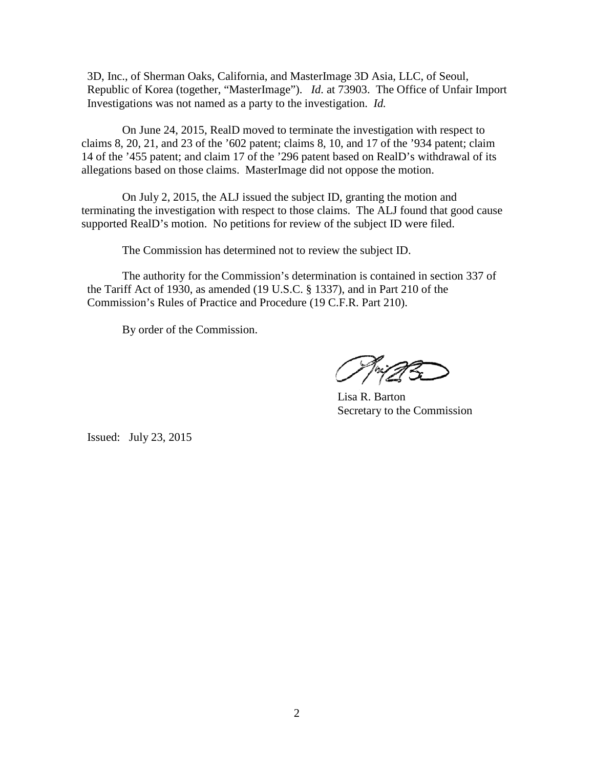3D, Inc., of Sherman Oaks, California, and MasterImage 3D Asia, LLC, of Seoul, Republic of Korea (together, "MasterImage"). *Id*. at 73903. The Office of Unfair Import Investigations was not named as a party to the investigation. *Id.*

On June 24, 2015, RealD moved to terminate the investigation with respect to claims 8, 20, 21, and 23 of the '602 patent; claims 8, 10, and 17 of the '934 patent; claim 14 of the '455 patent; and claim 17 of the '296 patent based on RealD's withdrawal of its allegations based on those claims. MasterImage did not oppose the motion.

On July 2, 2015, the ALJ issued the subject ID, granting the motion and terminating the investigation with respect to those claims. The ALJ found that good cause supported RealD's motion. No petitions for review of the subject ID were filed.

The Commission has determined not to review the subject ID.

The authority for the Commission's determination is contained in section 337 of the Tariff Act of 1930, as amended (19 U.S.C. § 1337), and in Part 210 of the Commission's Rules of Practice and Procedure (19 C.F.R. Part 210).

By order of the Commission.

Lisa R. Barton
Secretary to the Commission

Issued: July 23, 2015